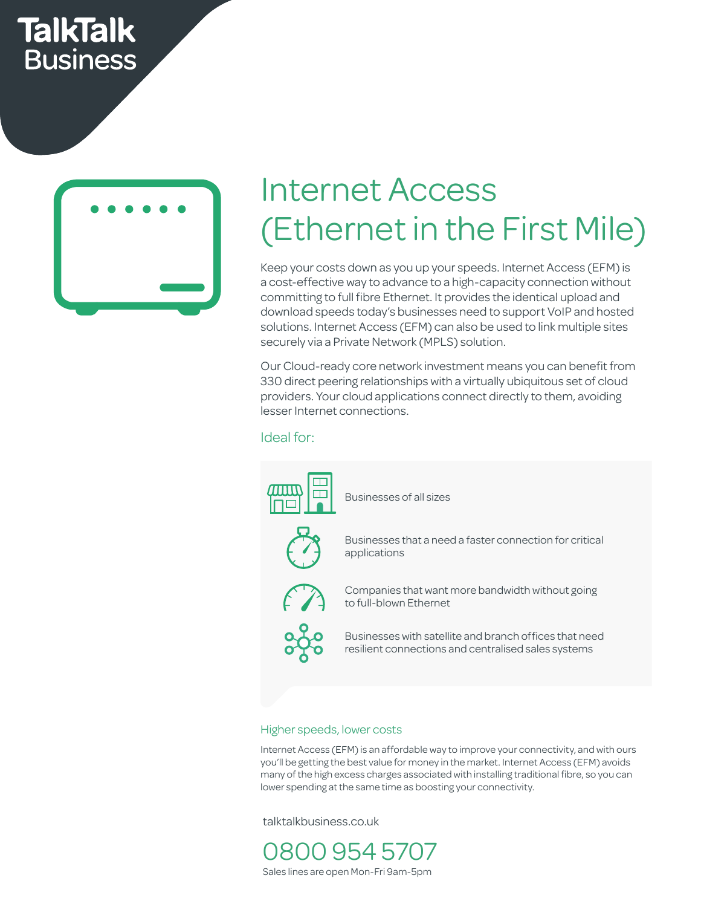TalkTalk Business

# Internet Access (Ethernet in the First Mile)

Keep your costs down as you up your speeds. Internet Access (EFM) is a cost-effective way to advance to a high-capacity connection without committing to full fibre Ethernet. It provides the identical upload and download speeds today's businesses need to support VoIP and hosted solutions. Internet Access (EFM) can also be used to link multiple sites securely via a Private Network (MPLS) solution.

Our Cloud-ready core network investment means you can benefit from 330 direct peering relationships with a virtually ubiquitous set of cloud providers. Your cloud applications connect directly to them, avoiding lesser Internet connections.

## Ideal for:

- Businesses of all sizes
- Businesses that a need a faster connection for critical applications
- Companies that want more bandwidth without going to full-blown Ethernet
- Businesses with satellite and branch offices that need resilient connections and centralised sales systems

### Higher speeds, lower costs

Internet Access (EFM) is an affordable way to improve your connectivity, and with ours you'll be getting the best value for money in the market. Internet Access (EFM) avoids many of the high excess charges associated with installing traditional fibre, so you can lower spending at the same time as boosting your connectivity.

talktalkbusiness.co.uk

0800 954 5707

Sales lines are open Mon-Fri 9am-5pm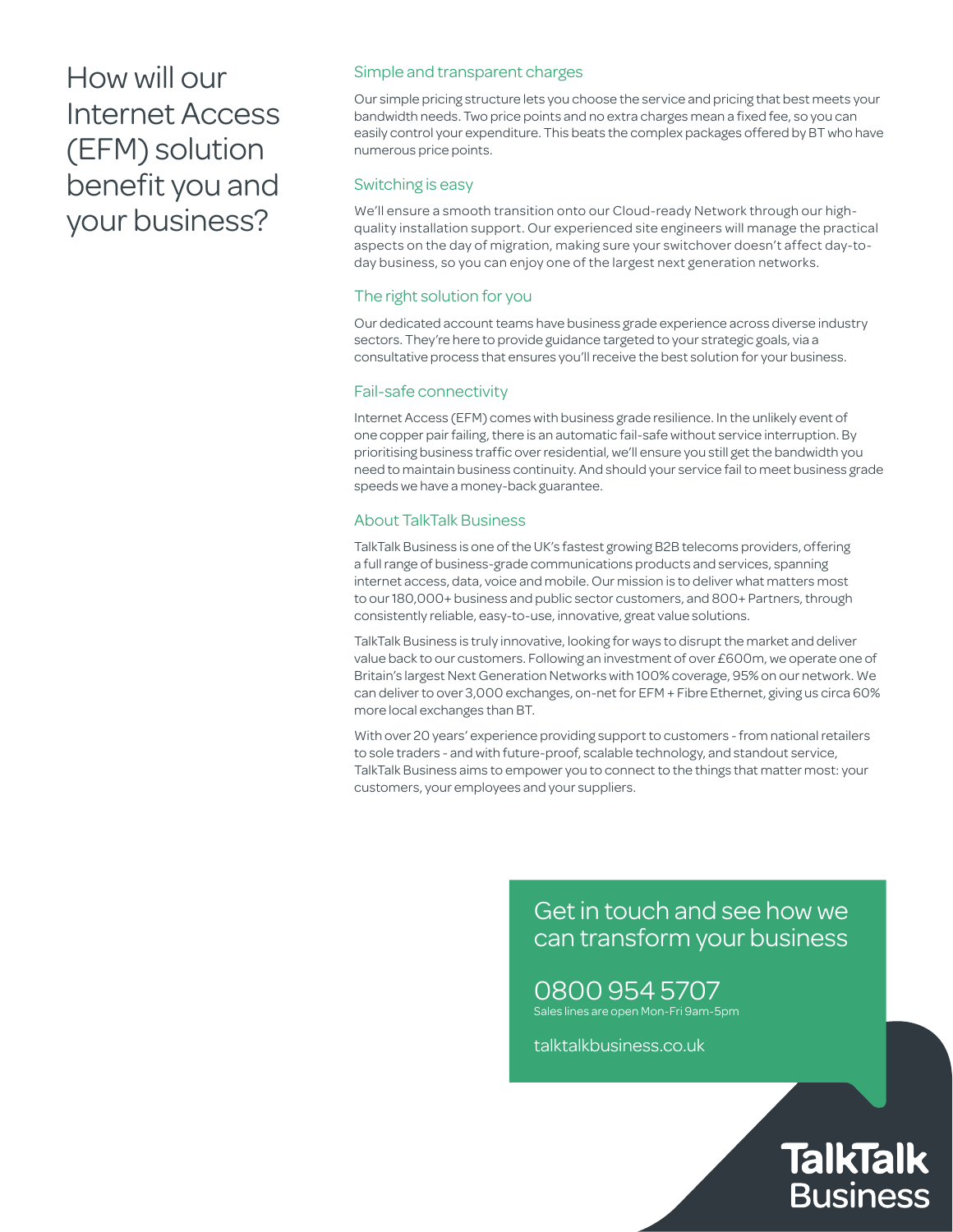# How will our Internet Access (EFM) solution benefit you and your business?

## Simple and transparent charges

Our simple pricing structure lets you choose the service and pricing that best meets your bandwidth needs. Two price points and no extra charges mean a fixed fee, so you can easily control your expenditure. This beats the complex packages offered by BT who have numerous price points.

## Switching is easy

We'll ensure a smooth transition onto our Cloud-ready Network through our high-quality installation support. Our experienced site engineers will manage the practical aspects on the day of migration, making sure your switchover doesn't affect day-to-day business, so you can enjoy one of the largest next generation networks.

## The right solution for you

Our dedicated account teams have business grade experience across diverse industry sectors. They're here to provide guidance targeted to your strategic goals, via a consultative process that ensures you'll receive the best solution for your business.

## Fail-safe connectivity

Internet Access (EFM) comes with business grade resilience. In the unlikely event of one copper pair failing, there is an automatic fail-safe without service interruption. By prioritising business traffic over residential, we'll ensure you still get the bandwidth you need to maintain business continuity. And should your service fail to meet business grade speeds we have a money-back guarantee.

## About TalkTalk Business

TalkTalk Business is one of the UK's fastest growing B2B telecoms providers, offering a full range of business-grade communications products and services, spanning internet access, data, voice and mobile. Our mission is to deliver what matters most to our 180,000+ business and public sector customers, and 800+ Partners, through consistently reliable, easy-to-use, innovative, great value solutions.

TalkTalk Business is truly innovative, looking for ways to disrupt the market and deliver value back to our customers. Following an investment of over £600m, we operate one of Britain's largest Next Generation Networks with 100% coverage, 95% on our network. We can deliver to over 3,000 exchanges, on-net for EFM + Fibre Ethernet, giving us circa 60% more local exchanges than BT.

With over 20 years' experience providing support to customers - from national retailers to sole traders - and with future-proof, scalable technology, and standout service, TalkTalk Business aims to empower you to connect to the things that matter most: your customers, your employees and your suppliers.

## Get in touch and see how we can transform your business

0800 954 5707

Sales lines are open Mon-Fri 9am-5pm

talktalkbusiness.co.uk

TalkTalk Business